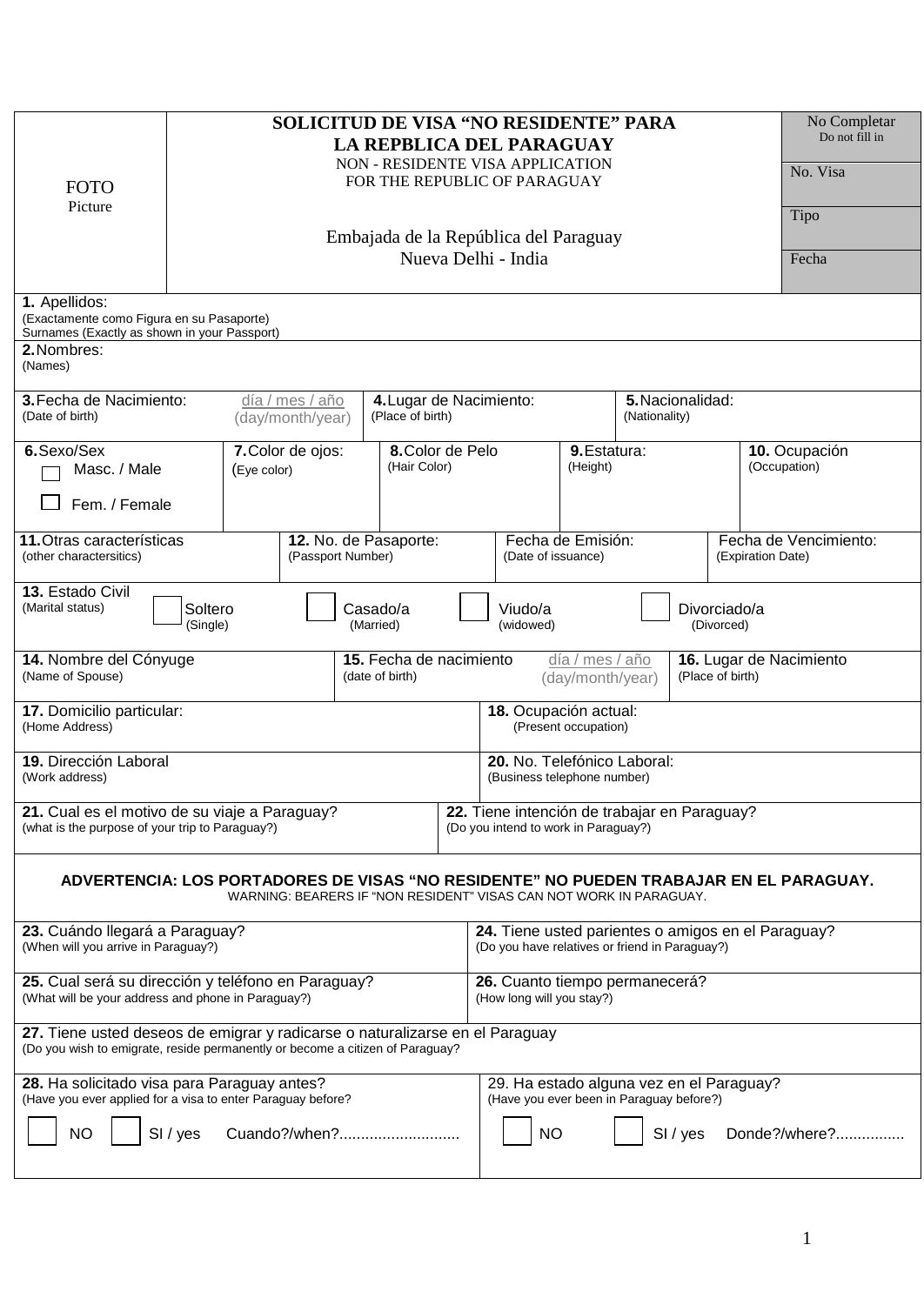| FOTO<br>Picture | **SOLICITUD DE VISA "NO RESIDENTE" PARA LA REPBLICA DEL PARAGUAY**<br>NON - RESIDENTE VISA APPLICATION FOR THE REPUBLIC OF PARAGUAY<br><br>Embajada de la República del Paraguay<br>Nueva Delhi - India | No Completar<br>Do not fill in<br><br>No. Visa<br><br>Tipo<br><br>Fecha |
|---|---|---|

**1.** Apellidos:
(Exactamente como Figura en su Pasaporte)
Surnames (Exactly as shown in your Passport)

**2.** Nombres:
(Names)

| **3.** Fecha de Nacimiento: (Date of birth) día / mes / año (day/month/year) | **4.** Lugar de Nacimiento: (Place of birth) | **5.** Nacionalidad: (Nationality) |
|---|---|---|

| **6.** Sexo/Sex<br>☐ Masc. / Male<br>☐ Fem. / Female | **7.** Color de ojos: (Eye color) | **8.** Color de Pelo (Hair Color) | **9.** Estatura: (Height) | **10.** Ocupación (Occupation) |
|---|---|---|---|---|

| **11.** Otras características (other charactersitics) | **12.** No. de Pasaporte: (Passport Number) | Fecha de Emisión: (Date of issuance) | Fecha de Vencimiento: (Expiration Date) |
|---|---|---|---|

**13.** Estado Civil (Marital status) ☐ Soltero (Single) ☐ Casado/a (Married) ☐ Viudo/a (widowed) ☐ Divorciado/a (Divorced)

| **14.** Nombre del Cónyuge (Name of Spouse) | **15.** Fecha de nacimiento (date of birth) día / mes / año (day/month/year) | **16.** Lugar de Nacimiento (Place of birth) |
|---|---|---|

| **17.** Domicilio particular: (Home Address) | **18.** Ocupación actual: (Present occupation) |
|---|---|
| **19.** Dirección Laboral (Work address) | **20.** No. Telefónico Laboral: (Business telephone number) |
| **21.** Cual es el motivo de su viaje a Paraguay? (what is the purpose of your trip to Paraguay?) | **22.** Tiene intención de trabajar en Paraguay? (Do you intend to work in Paraguay?) |

**ADVERTENCIA: LOS PORTADORES DE VISAS "NO RESIDENTE" NO PUEDEN TRABAJAR EN EL PARAGUAY.**
WARNING: BEARERS IF "NON RESIDENT" VISAS CAN NOT WORK IN PARAGUAY.

| **23.** Cuándo llegará a Paraguay? (When will you arrive in Paraguay?) | **24.** Tiene usted parientes o amigos en el Paraguay? (Do you have relatives or friend in Paraguay?) |
|---|---|
| **25.** Cual será su dirección y teléfono en Paraguay? (What will be your address and phone in Paraguay?) | **26.** Cuanto tiempo permanecerá? (How long will you stay?) |

**27.** Tiene usted deseos de emigrar y radicarse o naturalizarse en el Paraguay
(Do you wish to emigrate, reside permanently or become a citizen of Paraguay?

| **28.** Ha solicitado visa para Paraguay antes? (Have you ever applied for a visa to enter Paraguay before?<br>☐ NO ☐ SI / yes Cuando?/when?........................... | 29. Ha estado alguna vez en el Paraguay? (Have you ever been in Paraguay before?)<br>☐ NO ☐ SI / yes Donde?/where?................ |
|---|---|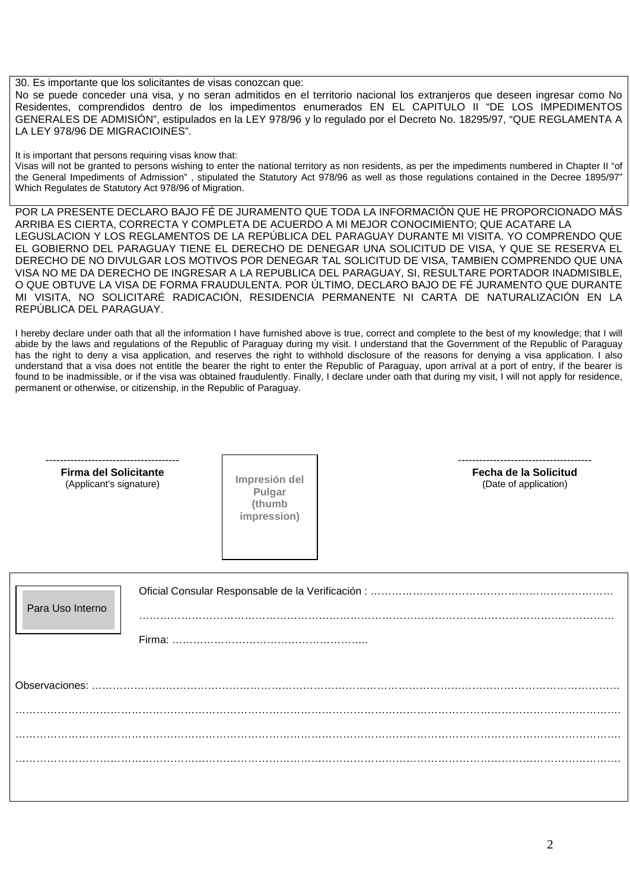30. Es importante que los solicitantes de visas conozcan que:
No se puede conceder una visa, y no seran admitidos en el territorio nacional los extranjeros que deseen ingresar como No Residentes, comprendidos dentro de los impedimentos enumerados EN EL CAPITULO II “DE LOS IMPEDIMENTOS GENERALES DE ADMISIÓN”, estipulados en la LEY 978/96 y lo regulado por el Decreto No. 18295/97, “QUE REGLAMENTA A LA LEY 978/96 DE MIGRACIOINES”.

It is important that persons requiring visas know that:
Visas will not be granted to persons wishing to enter the national territory as non residents, as per the impediments numbered in Chapter II “of the General Impediments of Admission” , stipulated the Statutory Act 978/96 as well as those regulations contained in the Decree 1895/97” Which Regulates de Statutory Act 978/96 of Migration.

POR LA PRESENTE DECLARO BAJO FÉ DE JURAMENTO QUE TODA LA INFORMACIÓN QUE HE PROPORCIONADO MÁS ARRIBA ES CIERTA, CORRECTA Y COMPLETA DE ACUERDO A MI MEJOR CONOCIMIENTO; QUE ACATARE LA LEGUSLACION Y LOS REGLAMENTOS DE LA REPÚBLICA DEL PARAGUAY DURANTE MI VISITA. YO COMPRENDO QUE EL GOBIERNO DEL PARAGUAY TIENE EL DERECHO DE DENEGAR UNA SOLICITUD DE VISA, Y QUE SE RESERVA EL DERECHO DE NO DIVULGAR LOS MOTIVOS POR DENEGAR TAL SOLICITUD DE VISA, TAMBIEN COMPRENDO QUE UNA VISA NO ME DA DERECHO DE INGRESAR A LA REPUBLICA DEL PARAGUAY, SI, RESULTARE PORTADOR INADMISIBLE, O QUE OBTUVE LA VISA DE FORMA FRAUDULENTA. POR ÚLTIMO, DECLARO BAJO DE FÉ JURAMENTO QUE DURANTE MI VISITA, NO SOLICITARÉ RADICACIÓN, RESIDENCIA PERMANENTE NI CARTA DE NATURALIZACIÓN EN LA REPÚBLICA DEL PARAGUAY.

I hereby declare under oath that all the information I have furnished above is true, correct and complete to the best of my knowledge; that I will abide by the laws and regulations of the Republic of Paraguay during my visit. I understand that the Government of the Republic of Paraguay has the right to deny a visa application, and reserves the right to withhold disclosure of the reasons for denying a visa application. I also understand that a visa does not entitle the bearer the right to enter the Republic of Paraguay, upon arrival at a port of entry, if the bearer is found to be inadmissible, or if the visa was obtained fraudulently. Finally, I declare under oath that during my visit, I will not apply for residence, permanent or otherwise, or citizenship, in the Republic of Paraguay.

| | | |
|---|---|---|
| -------------------------------------- **Firma del Solicitante** (Applicant's signature) | **Impresión del Pulgar (thumb impression)** | -------------------------------------- **Fecha de la Solicitud** (Date of application) |

Para Uso Interno

Oficial Consular Responsable de la Verificación : ……………………………………………………………

…………………………………………………………………………………………………………………

Firma: ………………………………………………..

Observaciones: ……………………………………………………………………………………………………………………

…………………………………………………………………………………………………………………………………………

…………………………………………………………………………………………………………………………………………

…………………………………………………………………………………………………………………………………………